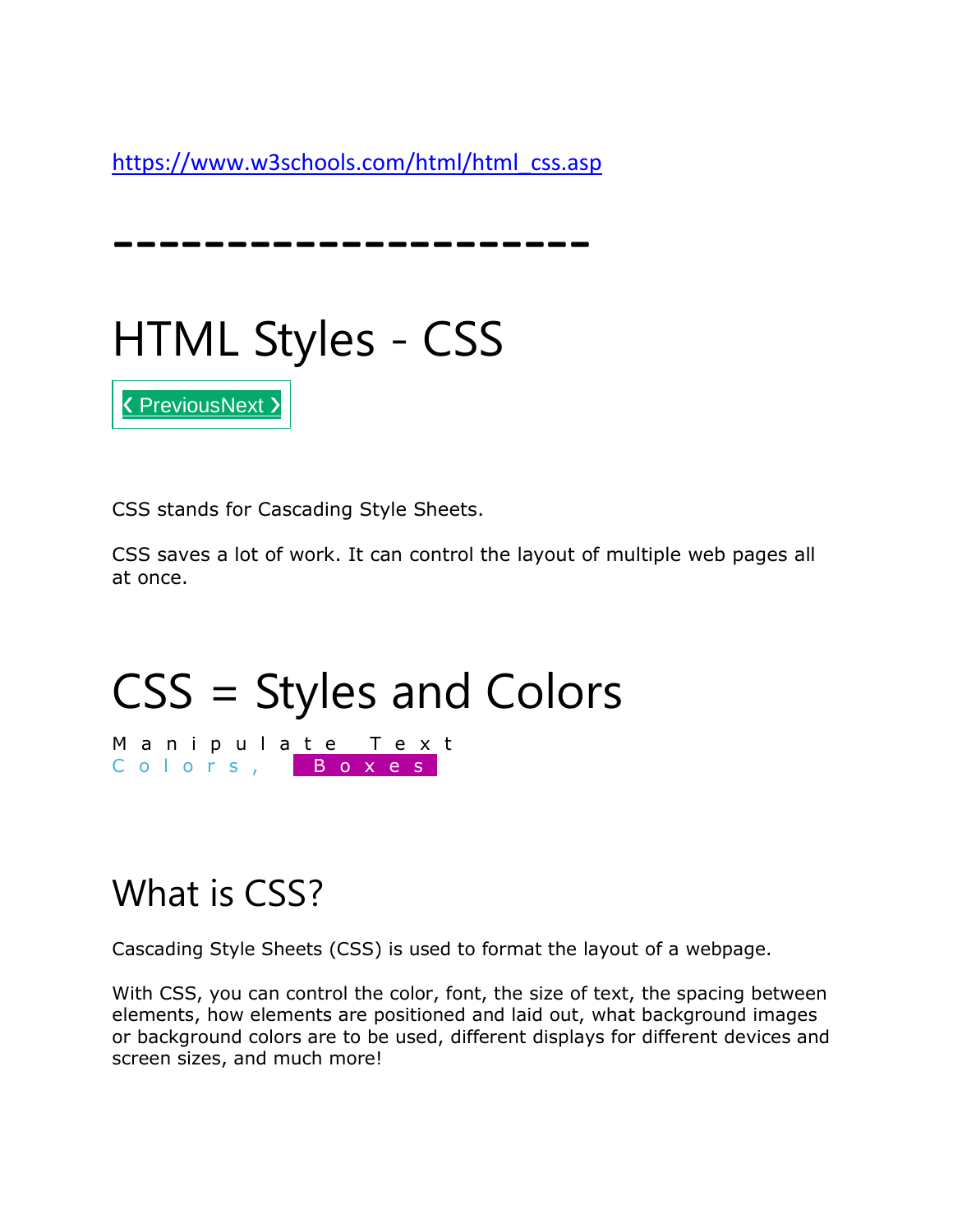https://www.w3schools.com/html/html_css.asp

-----------------------

# HTML Styles - CSS

❮ PreviousNext ❯

CSS stands for Cascading Style Sheets.

CSS saves a lot of work. It can control the layout of multiple web pages all at once.

# CSS = Styles and Colors

M a n i p u l a t e   T e x t
C o l o r s ,   B o x e s

## What is CSS?

Cascading Style Sheets (CSS) is used to format the layout of a webpage.

With CSS, you can control the color, font, the size of text, the spacing between elements, how elements are positioned and laid out, what background images or background colors are to be used, different displays for different devices and screen sizes, and much more!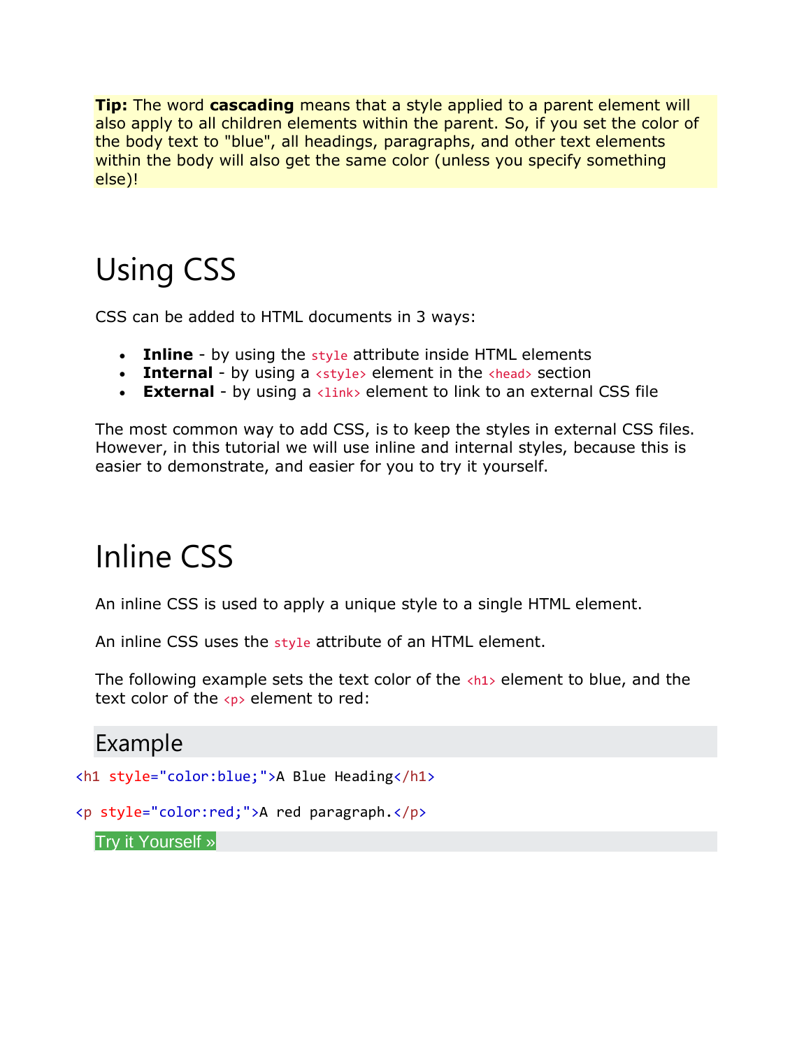**Tip:** The word **cascading** means that a style applied to a parent element will also apply to all children elements within the parent. So, if you set the color of the body text to "blue", all headings, paragraphs, and other text elements within the body will also get the same color (unless you specify something else)!

# Using CSS

CSS can be added to HTML documents in 3 ways:

- **Inline** - by using the `style` attribute inside HTML elements
- **Internal** - by using a `<style>` element in the `<head>` section
- **External** - by using a `<link>` element to link to an external CSS file

The most common way to add CSS, is to keep the styles in external CSS files. However, in this tutorial we will use inline and internal styles, because this is easier to demonstrate, and easier for you to try it yourself.

# Inline CSS

An inline CSS is used to apply a unique style to a single HTML element.

An inline CSS uses the `style` attribute of an HTML element.

The following example sets the text color of the `<h1>` element to blue, and the text color of the `<p>` element to red:

## Example

```
<h1 style="color:blue;">A Blue Heading</h1>

<p style="color:red;">A red paragraph.</p>
```

Try it Yourself »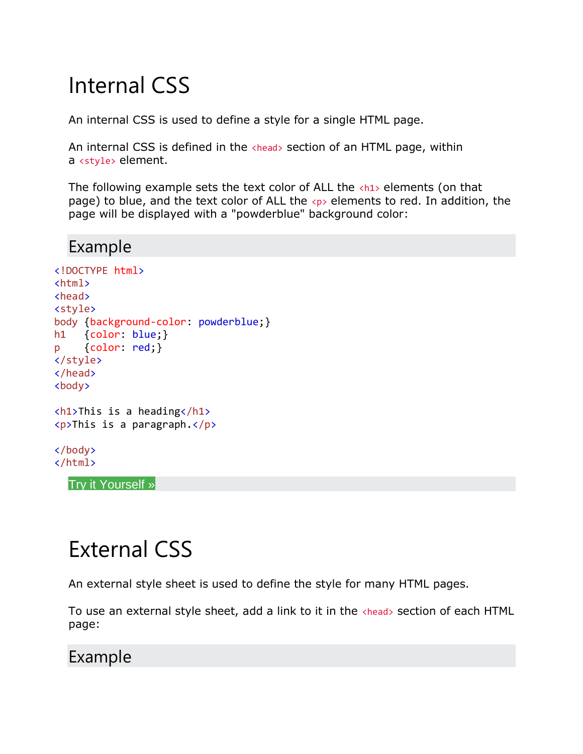# Internal CSS

An internal CSS is used to define a style for a single HTML page.

An internal CSS is defined in the `<head>` section of an HTML page, within a `<style>` element.

The following example sets the text color of ALL the `<h1>` elements (on that page) to blue, and the text color of ALL the `<p>` elements to red. In addition, the page will be displayed with a "powderblue" background color:

## Example

```
<!DOCTYPE html>
<html>
<head>
<style>
body {background-color: powderblue;}
h1   {color: blue;}
p    {color: red;}
</style>
</head>
<body>

<h1>This is a heading</h1>
<p>This is a paragraph.</p>

</body>
</html>
```

Try it Yourself »

# External CSS

An external style sheet is used to define the style for many HTML pages.

To use an external style sheet, add a link to it in the `<head>` section of each HTML page:

## Example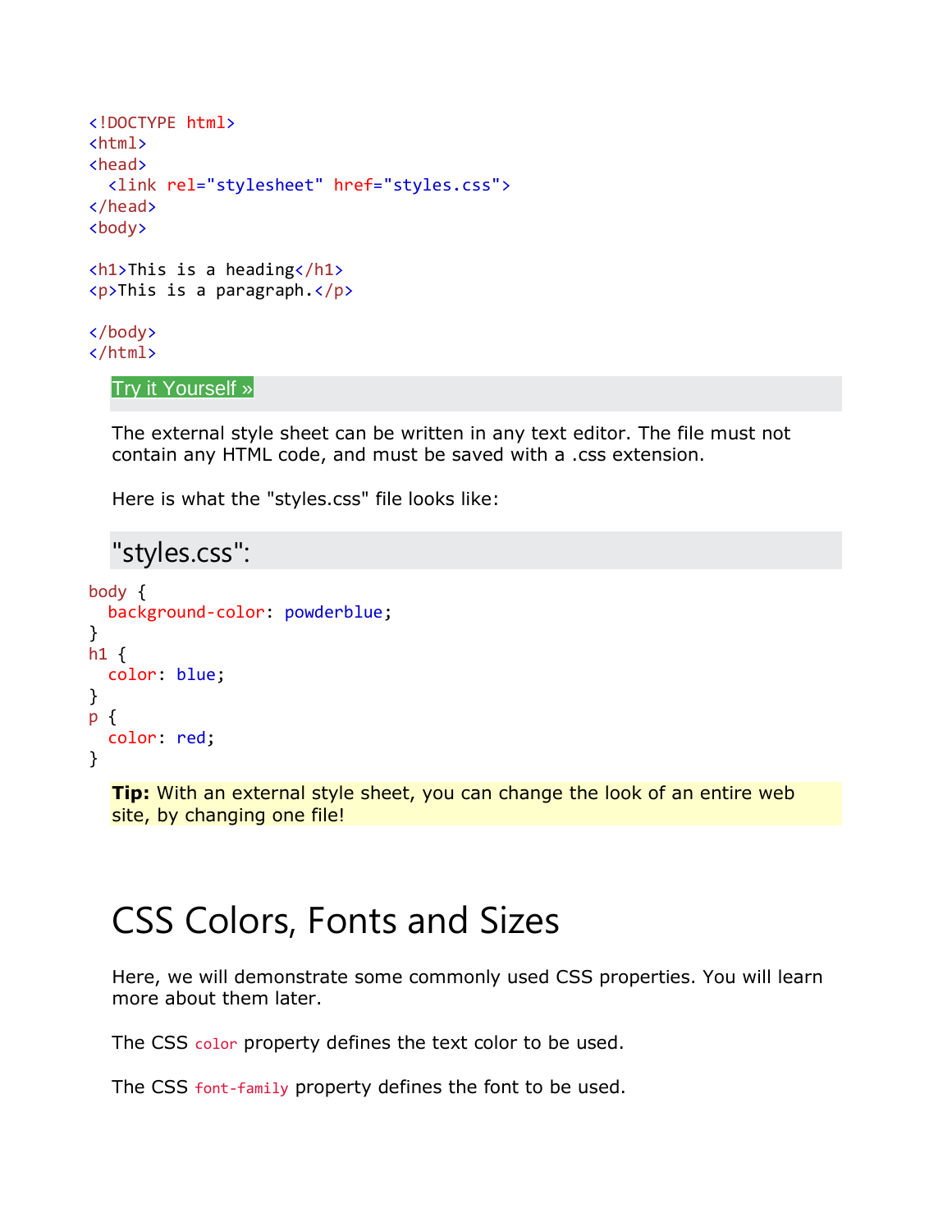```html
<!DOCTYPE html>
<html>
<head>
  <link rel="stylesheet" href="styles.css">
</head>
<body>

<h1>This is a heading</h1>
<p>This is a paragraph.</p>

</body>
</html>
```

Try it Yourself »

The external style sheet can be written in any text editor. The file must not contain any HTML code, and must be saved with a .css extension.

Here is what the "styles.css" file looks like:

### "styles.css":

```css
body {
  background-color: powderblue;
}
h1 {
  color: blue;
}
p {
  color: red;
}
```

**Tip:** With an external style sheet, you can change the look of an entire web site, by changing one file!

# CSS Colors, Fonts and Sizes

Here, we will demonstrate some commonly used CSS properties. You will learn more about them later.

The CSS `color` property defines the text color to be used.

The CSS `font-family` property defines the font to be used.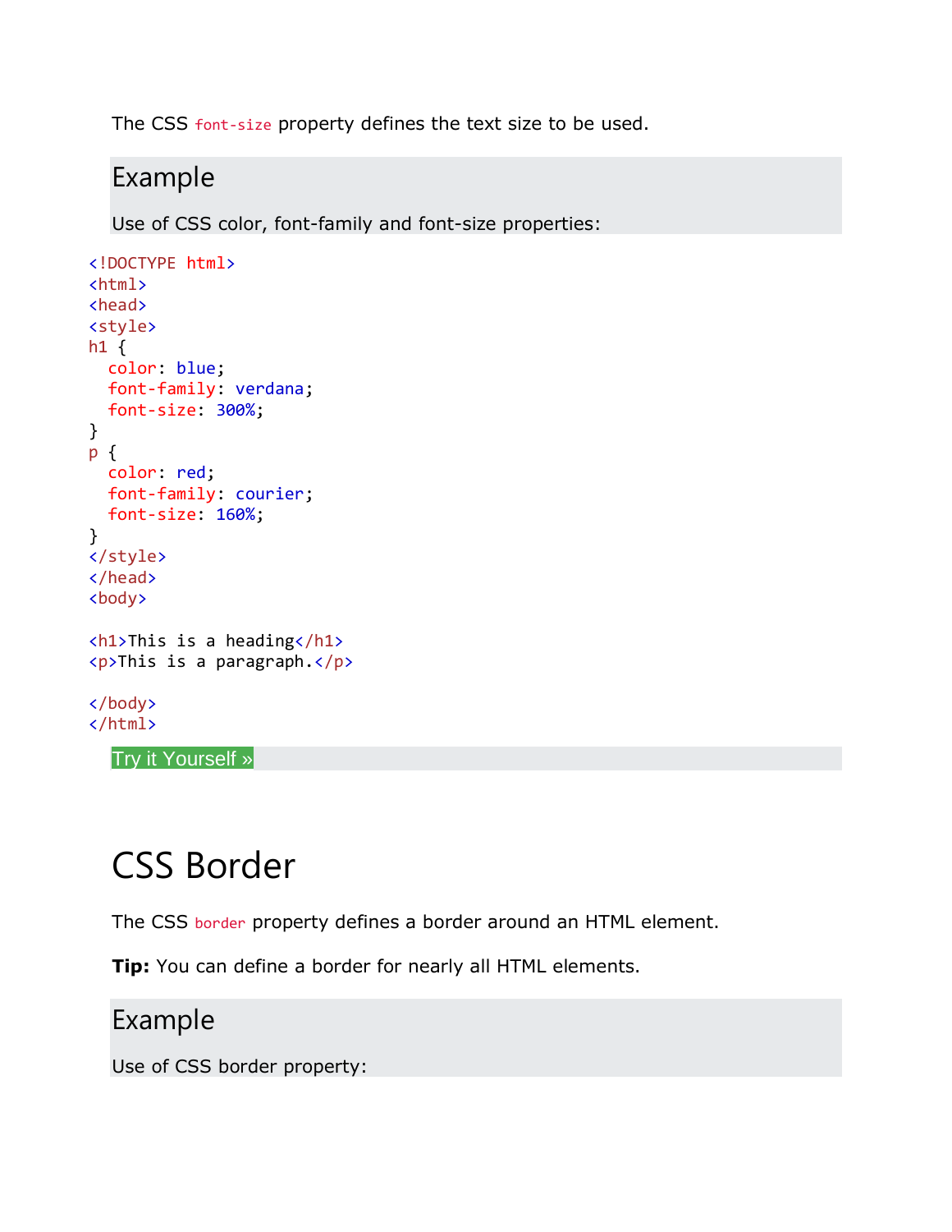The CSS `font-size` property defines the text size to be used.

## Example

Use of CSS color, font-family and font-size properties:

```
<!DOCTYPE html>
<html>
<head>
<style>
h1 {
  color: blue;
  font-family: verdana;
  font-size: 300%;
}
p {
  color: red;
  font-family: courier;
  font-size: 160%;
}
</style>
</head>
<body>

<h1>This is a heading</h1>
<p>This is a paragraph.</p>

</body>
</html>
```

Try it Yourself »

# CSS Border

The CSS `border` property defines a border around an HTML element.

**Tip:** You can define a border for nearly all HTML elements.

## Example

Use of CSS border property: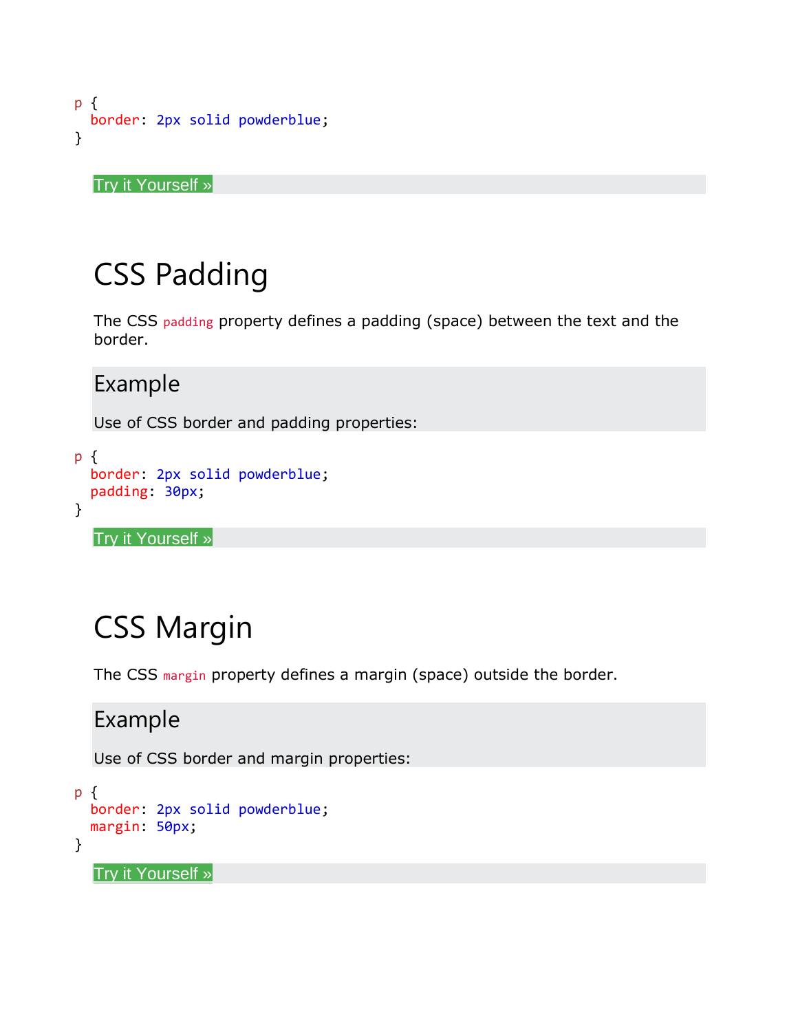```css
p {
  border: 2px solid powderblue;
}
```

Try it Yourself »

## CSS Padding

The CSS `padding` property defines a padding (space) between the text and the border.

### Example

Use of CSS border and padding properties:

```css
p {
  border: 2px solid powderblue;
  padding: 30px;
}
```

Try it Yourself »

## CSS Margin

The CSS `margin` property defines a margin (space) outside the border.

### Example

Use of CSS border and margin properties:

```css
p {
  border: 2px solid powderblue;
  margin: 50px;
}
```

Try it Yourself »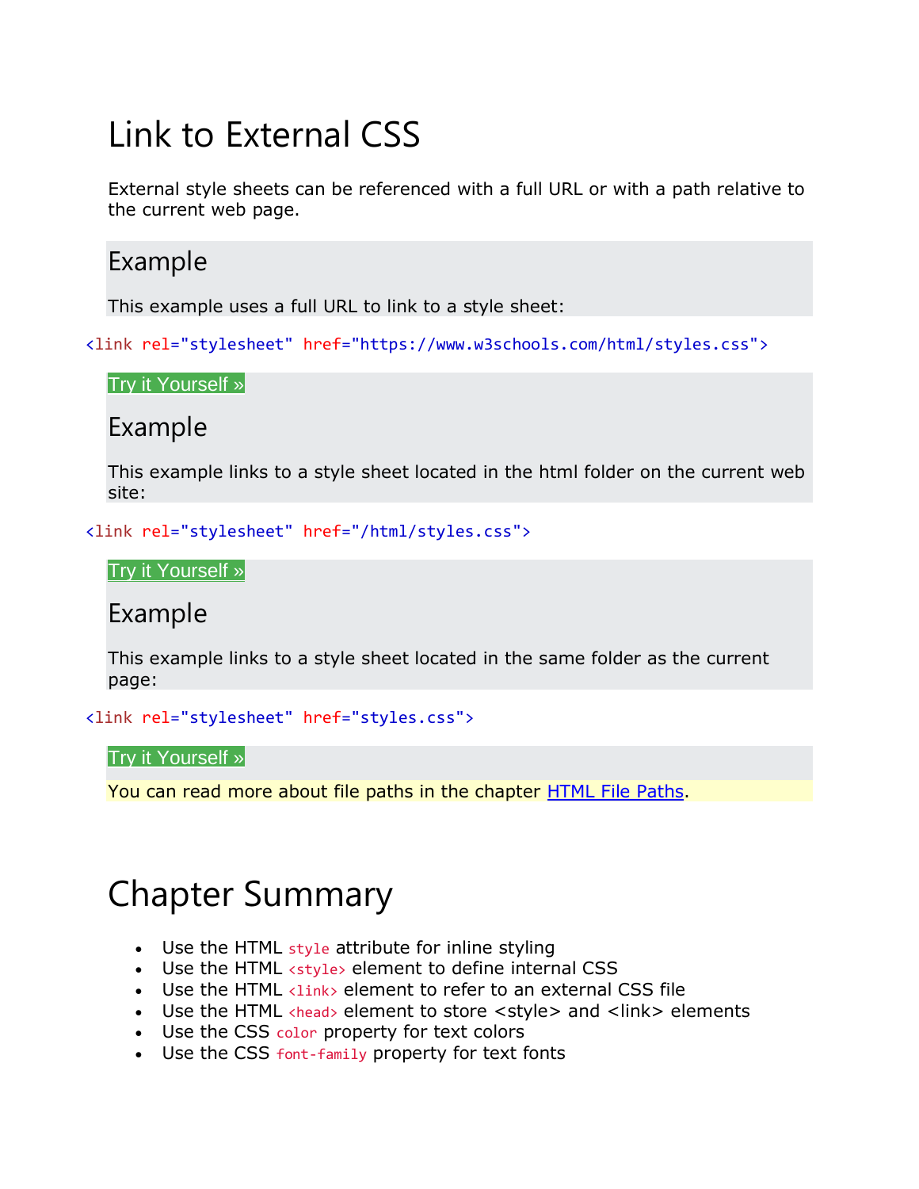# Link to External CSS

External style sheets can be referenced with a full URL or with a path relative to the current web page.

## Example

This example uses a full URL to link to a style sheet:

```
<link rel="stylesheet" href="https://www.w3schools.com/html/styles.css">
```

Try it Yourself »

## Example

This example links to a style sheet located in the html folder on the current web site:

```
<link rel="stylesheet" href="/html/styles.css">
```

Try it Yourself »

## Example

This example links to a style sheet located in the same folder as the current page:

```
<link rel="stylesheet" href="styles.css">
```

Try it Yourself »

You can read more about file paths in the chapter HTML File Paths.

# Chapter Summary

- Use the HTML `style` attribute for inline styling
- Use the HTML `<style>` element to define internal CSS
- Use the HTML `<link>` element to refer to an external CSS file
- Use the HTML `<head>` element to store <style> and <link> elements
- Use the CSS `color` property for text colors
- Use the CSS `font-family` property for text fonts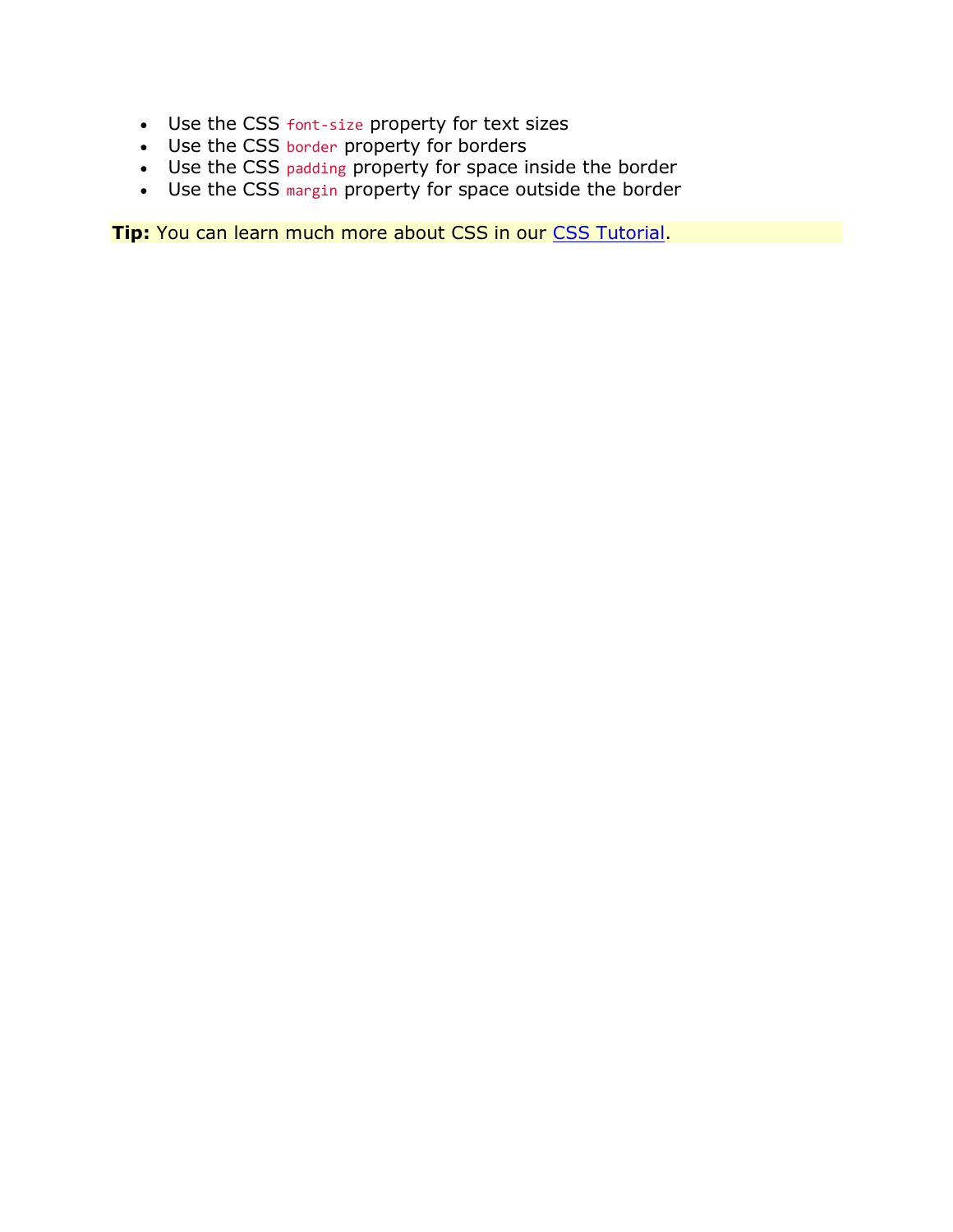- Use the CSS `font-size` property for text sizes
- Use the CSS `border` property for borders
- Use the CSS `padding` property for space inside the border
- Use the CSS `margin` property for space outside the border

**Tip:** You can learn much more about CSS in our CSS Tutorial.